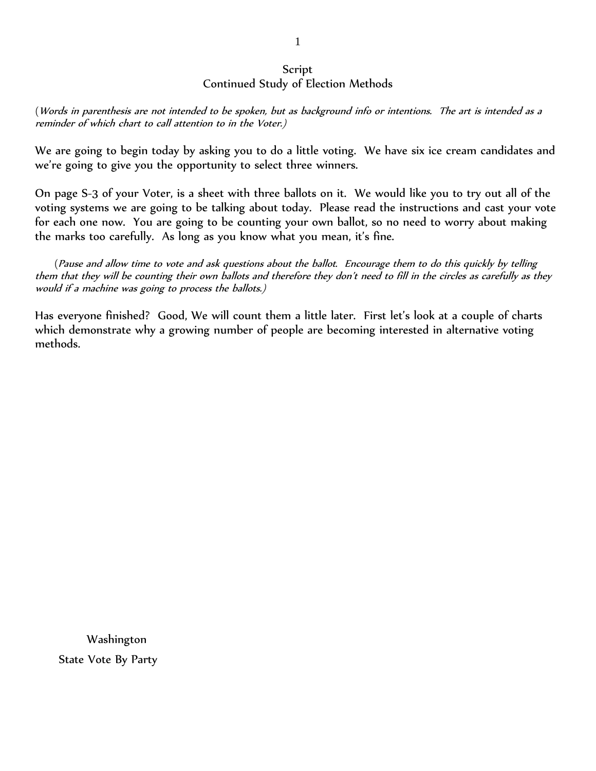# Script
## Continued Study of Election Methods

(*Words in parenthesis are not intended to be spoken, but as background info or intentions. The art is intended as a reminder of which chart to call attention to in the Voter.*)

We are going to begin today by asking you to do a little voting. We have six ice cream candidates and we're going to give you the opportunity to select three winners.

On page S-3 of your Voter, is a sheet with three ballots on it. We would like you to try out all of the voting systems we are going to be talking about today. Please read the instructions and cast your vote for each one now. You are going to be counting your own ballot, so no need to worry about making the marks too carefully. As long as you know what you mean, it's fine.

(*Pause and allow time to vote and ask questions about the ballot. Encourage them to do this quickly by telling them that they will be counting their own ballots and therefore they don't need to fill in the circles as carefully as they would if a machine was going to process the ballots.*)

Has everyone finished? Good, We will count them a little later. First let's look at a couple of charts which demonstrate why a growing number of people are becoming interested in alternative voting methods.

Washington
State Vote By Party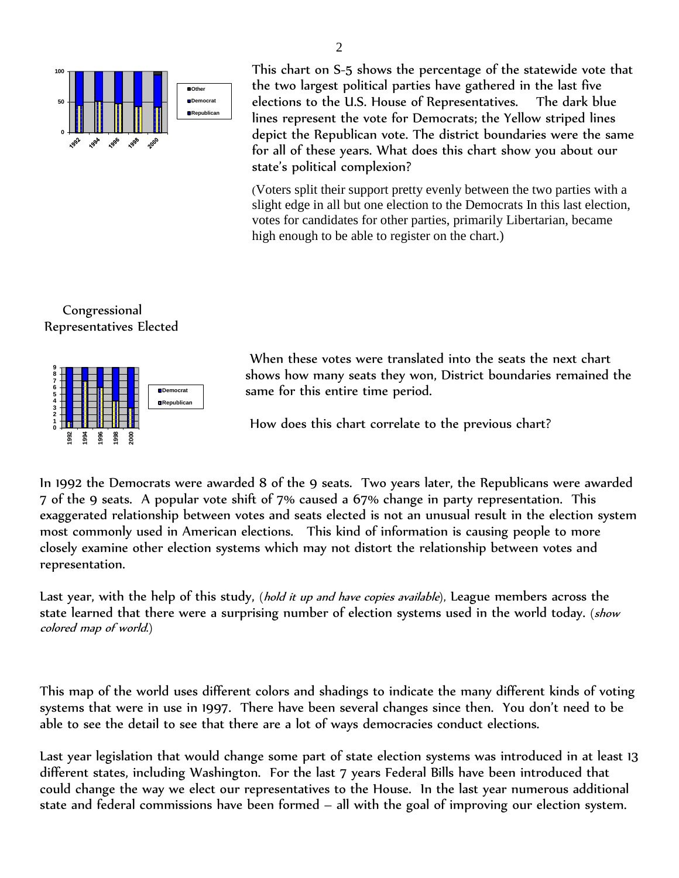This chart on S-5 shows the percentage of the statewide vote that the two largest political parties have gathered in the last five elections to the U.S. House of Representatives. The dark blue lines represent the vote for Democrats; the Yellow striped lines depict the Republican vote. The district boundaries were the same for all of these years. What does this chart show you about our state's political complexion?

(Voters split their support pretty evenly between the two parties with a slight edge in all but one election to the Democrats In this last election, votes for candidates for other parties, primarily Libertarian, became high enough to be able to register on the chart.)

Congressional Representatives Elected

When these votes were translated into the seats the next chart shows how many seats they won, District boundaries remained the same for this entire time period.

How does this chart correlate to the previous chart?

In 1992 the Democrats were awarded 8 of the 9 seats. Two years later, the Republicans were awarded 7 of the 9 seats. A popular vote shift of 7% caused a 67% change in party representation. This exaggerated relationship between votes and seats elected is not an unusual result in the election system most commonly used in American elections. This kind of information is causing people to more closely examine other election systems which may not distort the relationship between votes and representation.

Last year, with the help of this study, (*hold it up and have copies available*), League members across the state learned that there were a surprising number of election systems used in the world today. (*show colored map of world.*)

This map of the world uses different colors and shadings to indicate the many different kinds of voting systems that were in use in 1997. There have been several changes since then. You don't need to be able to see the detail to see that there are a lot of ways democracies conduct elections.

Last year legislation that would change some part of state election systems was introduced in at least 13 different states, including Washington. For the last 7 years Federal Bills have been introduced that could change the way we elect our representatives to the House. In the last year numerous additional state and federal commissions have been formed – all with the goal of improving our election system.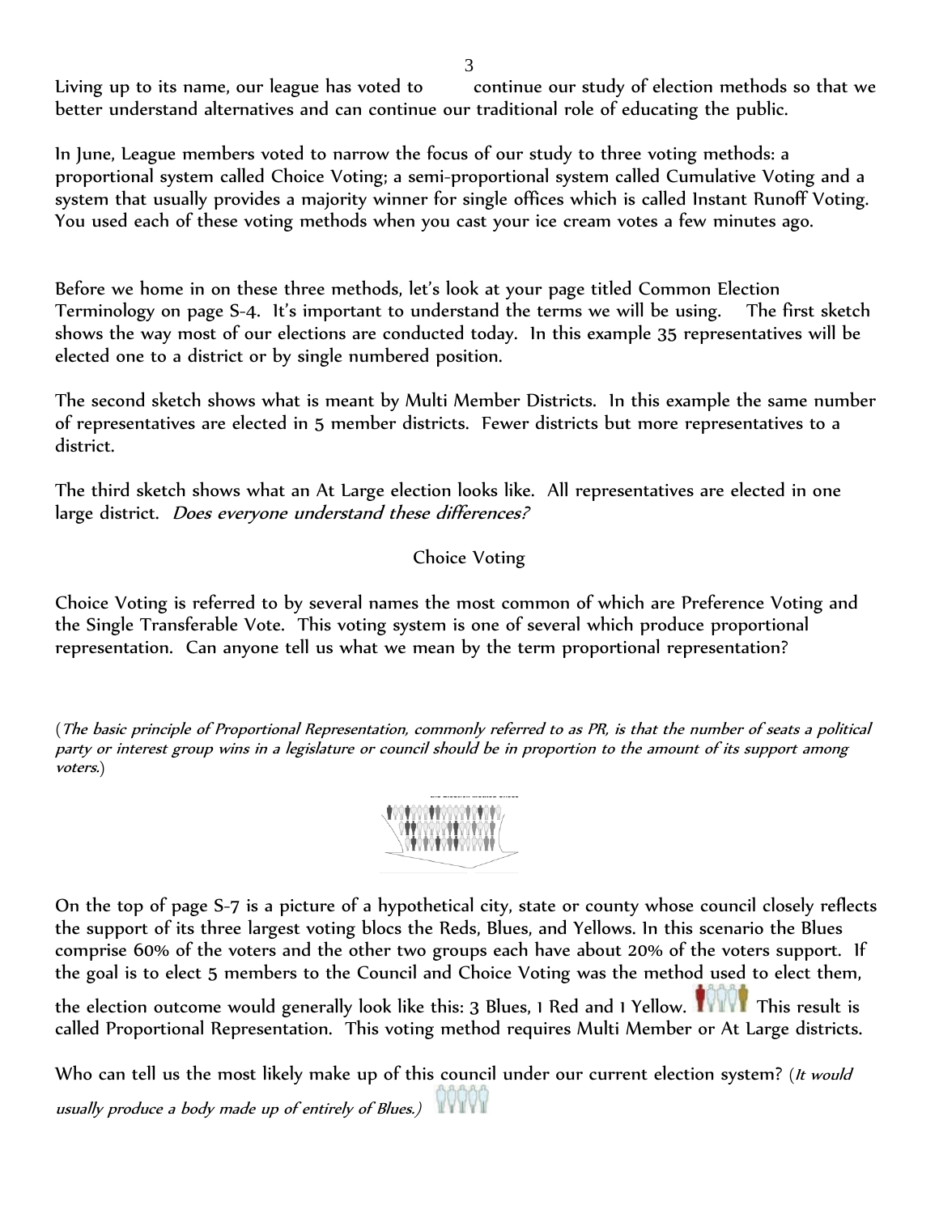Living up to its name, our league has voted to continue our study of election methods so that we better understand alternatives and can continue our traditional role of educating the public.

In June, League members voted to narrow the focus of our study to three voting methods: a proportional system called Choice Voting; a semi-proportional system called Cumulative Voting and a system that usually provides a majority winner for single offices which is called Instant Runoff Voting. You used each of these voting methods when you cast your ice cream votes a few minutes ago.

Before we home in on these three methods, let's look at your page titled Common Election Terminology on page S-4. It's important to understand the terms we will be using. The first sketch shows the way most of our elections are conducted today. In this example 35 representatives will be elected one to a district or by single numbered position.

The second sketch shows what is meant by Multi Member Districts. In this example the same number of representatives are elected in 5 member districts. Fewer districts but more representatives to a district.

The third sketch shows what an At Large election looks like. All representatives are elected in one large district. *Does everyone understand these differences?*

## Choice Voting

Choice Voting is referred to by several names the most common of which are Preference Voting and the Single Transferable Vote. This voting system is one of several which produce proportional representation. Can anyone tell us what we mean by the term proportional representation?

(*The basic principle of Proportional Representation, commonly referred to as PR, is that the number of seats a political party or interest group wins in a legislature or council should be in proportion to the amount of its support among voters.*)

On the top of page S-7 is a picture of a hypothetical city, state or county whose council closely reflects the support of its three largest voting blocs the Reds, Blues, and Yellows. In this scenario the Blues comprise 60% of the voters and the other two groups each have about 20% of the voters support. If the goal is to elect 5 members to the Council and Choice Voting was the method used to elect them, the election outcome would generally look like this: 3 Blues, 1 Red and 1 Yellow. This result is called Proportional Representation. This voting method requires Multi Member or At Large districts.

Who can tell us the most likely make up of this council under our current election system? (*It would usually produce a body made up of entirely of Blues.*)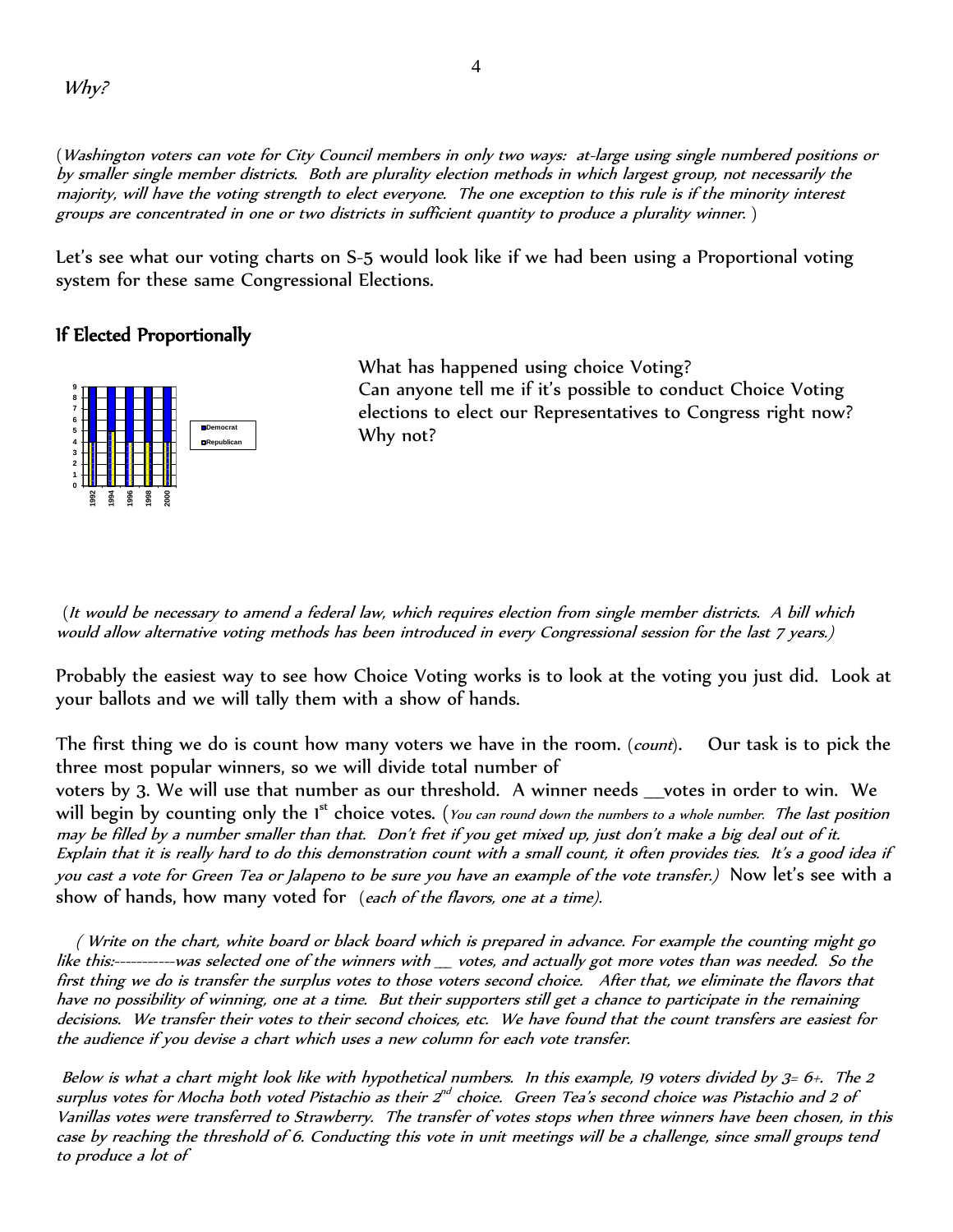*Why?*

(*Washington voters can vote for City Council members in only two ways: at-large using single numbered positions or by smaller single member districts. Both are plurality election methods in which largest group, not necessarily the majority, will have the voting strength to elect everyone. The one exception to this rule is if the minority interest groups are concentrated in one or two districts in sufficient quantity to produce a plurality winner.* )

Let's see what our voting charts on S-5 would look like if we had been using a Proportional voting system for these same Congressional Elections.

## If Elected Proportionally

What has happened using choice Voting?
Can anyone tell me if it's possible to conduct Choice Voting elections to elect our Representatives to Congress right now? Why not?

(*It would be necessary to amend a federal law, which requires election from single member districts. A bill which would allow alternative voting methods has been introduced in every Congressional session for the last 7 years.)*

Probably the easiest way to see how Choice Voting works is to look at the voting you just did. Look at your ballots and we will tally them with a show of hands.

The first thing we do is count how many voters we have in the room. (*count*). Our task is to pick the three most popular winners, so we will divide total number of voters by 3. We will use that number as our threshold. A winner needs __votes in order to win. We will begin by counting only the 1st choice votes. (*You can round down the numbers to a whole number. The last position may be filled by a number smaller than that. Don't fret if you get mixed up, just don't make a big deal out of it. Explain that it is really hard to do this demonstration count with a small count, it often provides ties. It's a good idea if you cast a vote for Green Tea or Jalapeno to be sure you have an example of the vote transfer.)* Now let's see with a show of hands, how many voted for (*each of the flavors, one at a time).*

( *Write on the chart, white board or black board which is prepared in advance. For example the counting might go like this:-----------was selected one of the winners with __ votes, and actually got more votes than was needed. So the first thing we do is transfer the surplus votes to those voters second choice. After that, we eliminate the flavors that have no possibility of winning, one at a time. But their supporters still get a chance to participate in the remaining decisions. We transfer their votes to their second choices, etc. We have found that the count transfers are easiest for the audience if you devise a chart which uses a new column for each vote transfer.*

*Below is what a chart might look like with hypothetical numbers. In this example, 19 voters divided by 3= 6+. The 2 surplus votes for Mocha both voted Pistachio as their 2nd choice. Green Tea's second choice was Pistachio and 2 of Vanillas votes were transferred to Strawberry. The transfer of votes stops when three winners have been chosen, in this case by reaching the threshold of 6. Conducting this vote in unit meetings will be a challenge, since small groups tend to produce a lot of*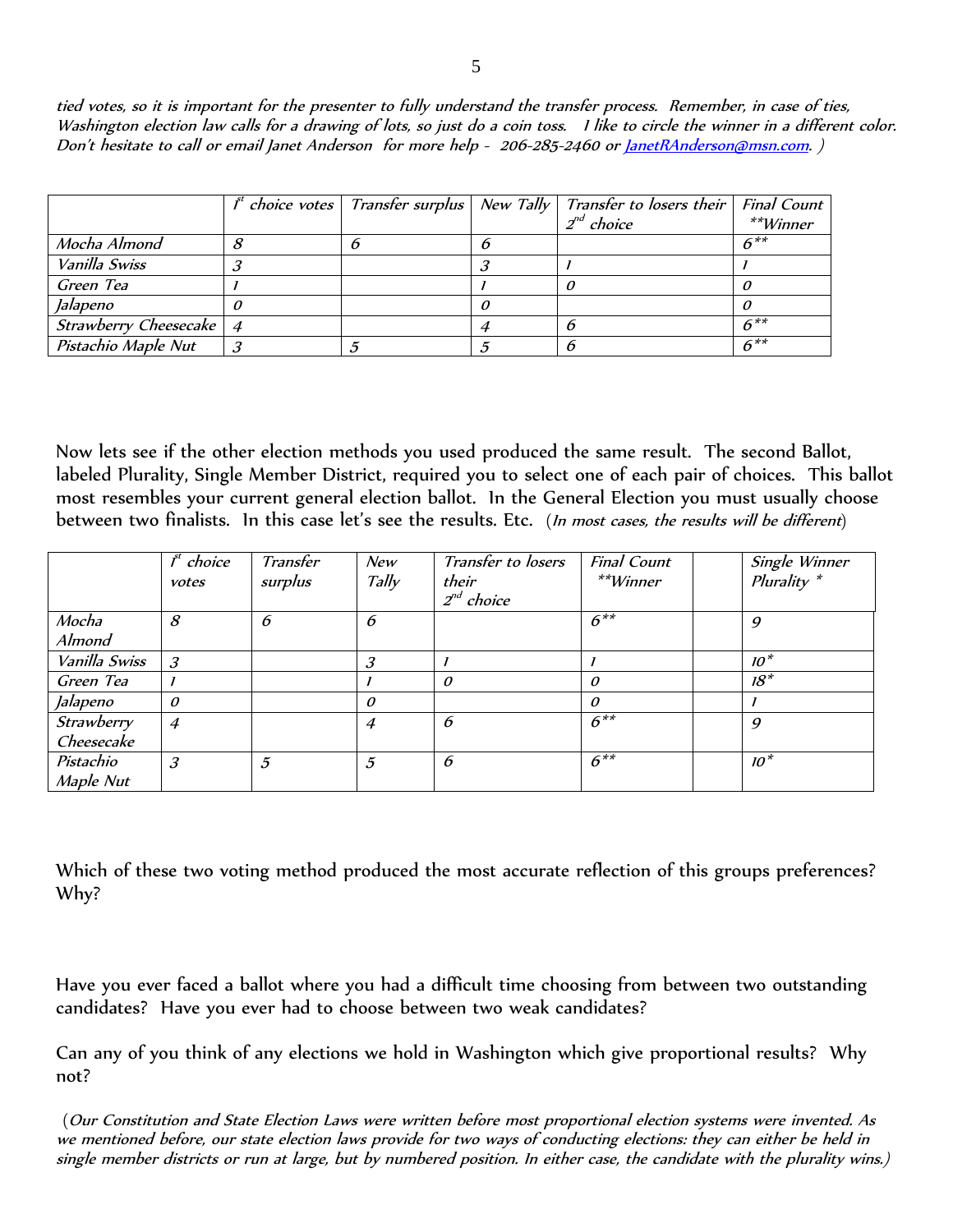*tied votes, so it is important for the presenter to fully understand the transfer process. Remember, in case of ties, Washington election law calls for a drawing of lots, so just do a coin toss. I like to circle the winner in a different color. Don't hesitate to call or email Janet Anderson for more help - 206-285-2460 or JanetRAnderson@msn.com. )*

| | 1st choice votes | Transfer surplus | New Tally | Transfer to losers their 2nd choice | Final Count **Winner |
|---|---|---|---|---|---|
| Mocha Almond | 8 | 6 | 6 | | 6** |
| Vanilla Swiss | 3 | | 3 | 1 | 1 |
| Green Tea | 1 | | 1 | 0 | 0 |
| Jalapeno | 0 | | 0 | | 0 |
| Strawberry Cheesecake | 4 | | 4 | 6 | 6** |
| Pistachio Maple Nut | 3 | 5 | 5 | 6 | 6** |

Now lets see if the other election methods you used produced the same result. The second Ballot, labeled Plurality, Single Member District, required you to select one of each pair of choices. This ballot most resembles your current general election ballot. In the General Election you must usually choose between two finalists. In this case let's see the results. Etc. (*In most cases, the results will be different*)

| | 1st choice votes | Transfer surplus | New Tally | Transfer to losers their 2nd choice | Final Count **Winner | | Single Winner Plurality * |
|---|---|---|---|---|---|---|---|
| Mocha Almond | 8 | 6 | 6 | | 6** | | 9 |
| Vanilla Swiss | 3 | | 3 | 1 | 1 | | 10* |
| Green Tea | 1 | | 1 | 0 | 0 | | 18* |
| Jalapeno | 0 | | 0 | | 0 | | 1 |
| Strawberry Cheesecake | 4 | | 4 | 6 | 6** | | 9 |
| Pistachio Maple Nut | 3 | 5 | 5 | 6 | 6** | | 10* |

Which of these two voting method produced the most accurate reflection of this groups preferences? Why?

Have you ever faced a ballot where you had a difficult time choosing from between two outstanding candidates? Have you ever had to choose between two weak candidates?

Can any of you think of any elections we hold in Washington which give proportional results? Why not?

(*Our Constitution and State Election Laws were written before most proportional election systems were invented. As we mentioned before, our state election laws provide for two ways of conducting elections: they can either be held in single member districts or run at large, but by numbered position. In either case, the candidate with the plurality wins.)*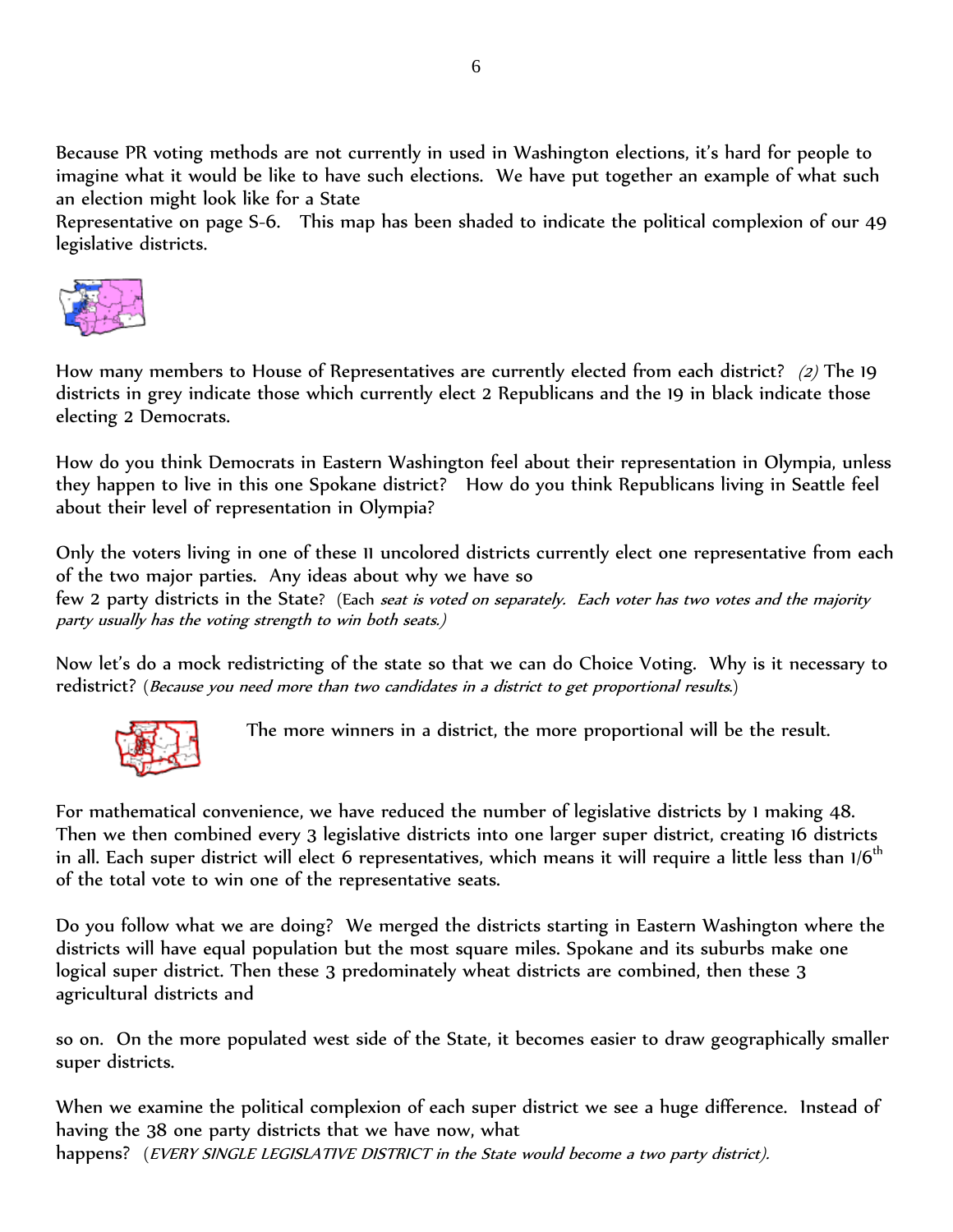Because PR voting methods are not currently in used in Washington elections, it's hard for people to imagine what it would be like to have such elections. We have put together an example of what such an election might look like for a State Representative on page S-6. This map has been shaded to indicate the political complexion of our 49 legislative districts.

How many members to House of Representatives are currently elected from each district? *(2)* The 19 districts in grey indicate those which currently elect 2 Republicans and the 19 in black indicate those electing 2 Democrats.

How do you think Democrats in Eastern Washington feel about their representation in Olympia, unless they happen to live in this one Spokane district? How do you think Republicans living in Seattle feel about their level of representation in Olympia?

Only the voters living in one of these 11 uncolored districts currently elect one representative from each of the two major parties. Any ideas about why we have so few 2 party districts in the State? (Each *seat is voted on separately. Each voter has two votes and the majority party usually has the voting strength to win both seats.)*

Now let's do a mock redistricting of the state so that we can do Choice Voting. Why is it necessary to redistrict? (*Because you need more than two candidates in a district to get proportional results.*)

The more winners in a district, the more proportional will be the result.

For mathematical convenience, we have reduced the number of legislative districts by 1 making 48. Then we then combined every 3 legislative districts into one larger super district, creating 16 districts in all. Each super district will elect 6 representatives, which means it will require a little less than 1/6th of the total vote to win one of the representative seats.

Do you follow what we are doing? We merged the districts starting in Eastern Washington where the districts will have equal population but the most square miles. Spokane and its suburbs make one logical super district. Then these 3 predominately wheat districts are combined, then these 3 agricultural districts and

so on. On the more populated west side of the State, it becomes easier to draw geographically smaller super districts.

When we examine the political complexion of each super district we see a huge difference. Instead of having the 38 one party districts that we have now, what happens? (*EVERY SINGLE LEGISLATIVE DISTRICT in the State would become a two party district).*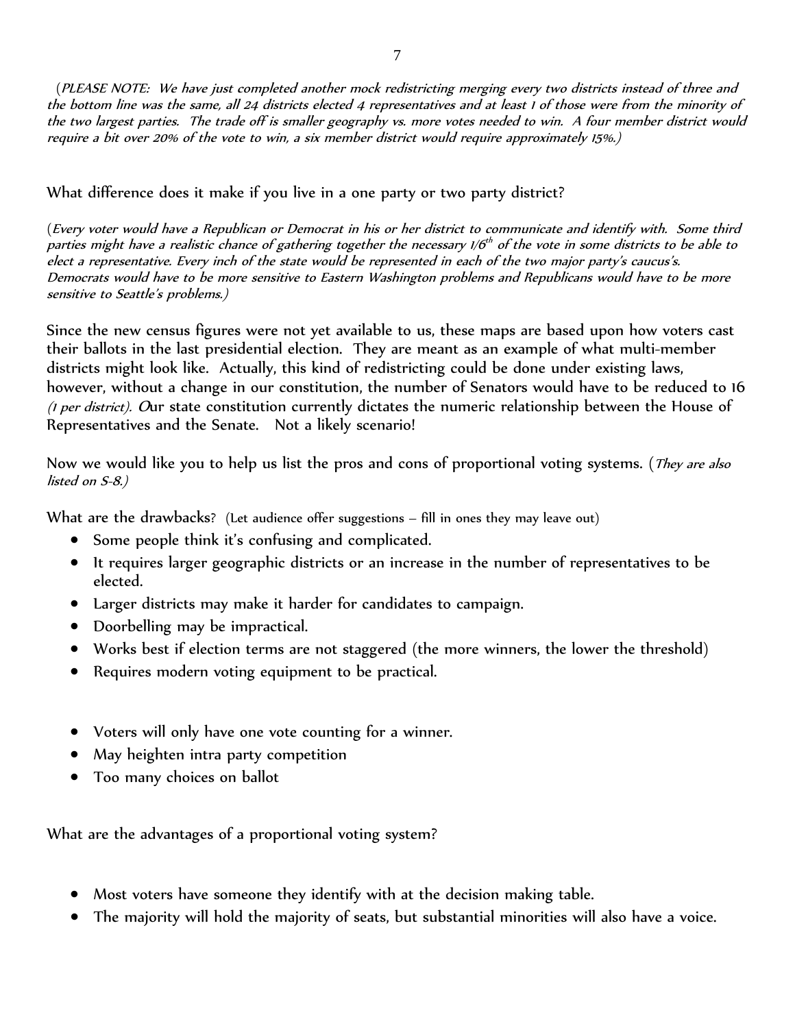(*PLEASE NOTE: We have just completed another mock redistricting merging every two districts instead of three and the bottom line was the same, all 24 districts elected 4 representatives and at least 1 of those were from the minority of the two largest parties. The trade off is smaller geography vs. more votes needed to win. A four member district would require a bit over 20% of the vote to win, a six member district would require approximately 15%.*)

What difference does it make if you live in a one party or two party district?

(*Every voter would have a Republican or Democrat in his or her district to communicate and identify with. Some third parties might have a realistic chance of gathering together the necessary 1/6th of the vote in some districts to be able to elect a representative. Every inch of the state would be represented in each of the two major party's caucus's. Democrats would have to be more sensitive to Eastern Washington problems and Republicans would have to be more sensitive to Seattle's problems.*)

Since the new census figures were not yet available to us, these maps are based upon how voters cast their ballots in the last presidential election. They are meant as an example of what multi-member districts might look like. Actually, this kind of redistricting could be done under existing laws, however, without a change in our constitution, the number of Senators would have to be reduced to 16 *(1 per district).* Our state constitution currently dictates the numeric relationship between the House of Representatives and the Senate. Not a likely scenario!

Now we would like you to help us list the pros and cons of proportional voting systems. (*They are also listed on S-8.*)

What are the drawbacks? (Let audience offer suggestions – fill in ones they may leave out)

- Some people think it's confusing and complicated.
- It requires larger geographic districts or an increase in the number of representatives to be elected.
- Larger districts may make it harder for candidates to campaign.
- Doorbelling may be impractical.
- Works best if election terms are not staggered (the more winners, the lower the threshold)
- Requires modern voting equipment to be practical.

- Voters will only have one vote counting for a winner.
- May heighten intra party competition
- Too many choices on ballot

What are the advantages of a proportional voting system?

- Most voters have someone they identify with at the decision making table.
- The majority will hold the majority of seats, but substantial minorities will also have a voice.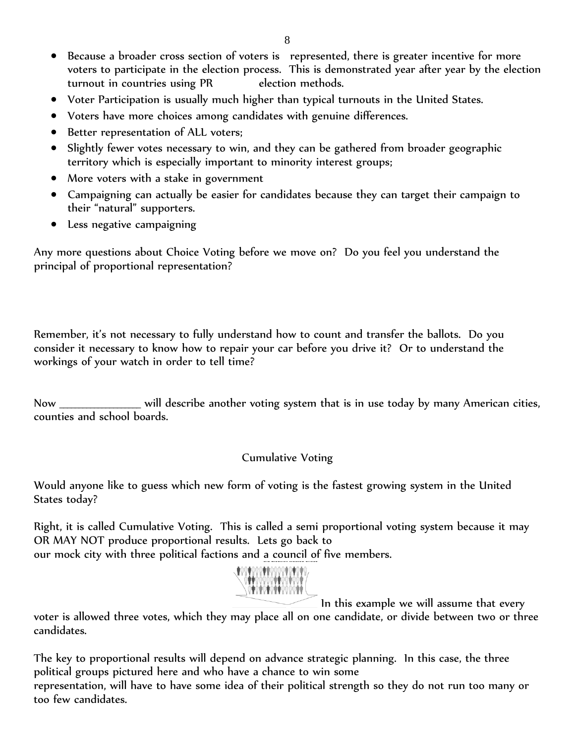- Because a broader cross section of voters is represented, there is greater incentive for more voters to participate in the election process. This is demonstrated year after year by the election turnout in countries using PR election methods.
- Voter Participation is usually much higher than typical turnouts in the United States.
- Voters have more choices among candidates with genuine differences.
- Better representation of ALL voters;
- Slightly fewer votes necessary to win, and they can be gathered from broader geographic territory which is especially important to minority interest groups;
- More voters with a stake in government
- Campaigning can actually be easier for candidates because they can target their campaign to their "natural" supporters.
- Less negative campaigning

Any more questions about Choice Voting before we move on? Do you feel you understand the principal of proportional representation?

Remember, it's not necessary to fully understand how to count and transfer the ballots. Do you consider it necessary to know how to repair your car before you drive it? Or to understand the workings of your watch in order to tell time?

Now _______________ will describe another voting system that is in use today by many American cities, counties and school boards.

## Cumulative Voting

Would anyone like to guess which new form of voting is the fastest growing system in the United States today?

Right, it is called Cumulative Voting. This is called a semi proportional voting system because it may OR MAY NOT produce proportional results. Lets go back to our mock city with three political factions and a council of five members.

In this example we will assume that every voter is allowed three votes, which they may place all on one candidate, or divide between two or three candidates.

The key to proportional results will depend on advance strategic planning. In this case, the three political groups pictured here and who have a chance to win some representation, will have to have some idea of their political strength so they do not run too many or too few candidates.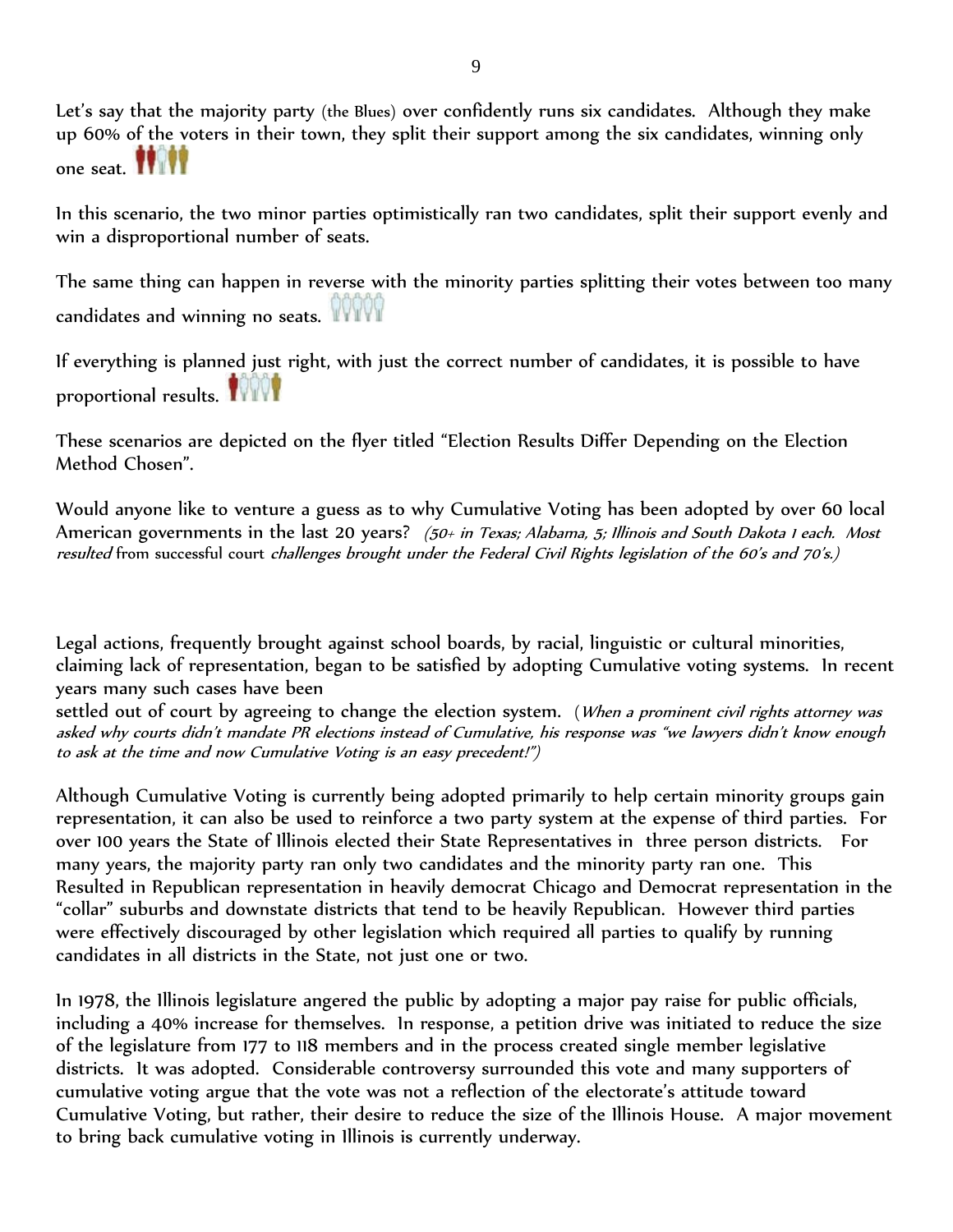Let's say that the majority party (the Blues) over confidently runs six candidates. Although they make up 60% of the voters in their town, they split their support among the six candidates, winning only one seat.

In this scenario, the two minor parties optimistically ran two candidates, split their support evenly and win a disproportional number of seats.

The same thing can happen in reverse with the minority parties splitting their votes between too many candidates and winning no seats.

If everything is planned just right, with just the correct number of candidates, it is possible to have proportional results.

These scenarios are depicted on the flyer titled "Election Results Differ Depending on the Election Method Chosen".

Would anyone like to venture a guess as to why Cumulative Voting has been adopted by over 60 local American governments in the last 20 years? *(50+ in Texas; Alabama, 5; Illinois and South Dakota 1 each. Most resulted* from successful court *challenges brought under the Federal Civil Rights legislation of the 60's and 70's.)*

Legal actions, frequently brought against school boards, by racial, linguistic or cultural minorities, claiming lack of representation, began to be satisfied by adopting Cumulative voting systems. In recent years many such cases have been settled out of court by agreeing to change the election system. (*When a prominent civil rights attorney was asked why courts didn't mandate PR elections instead of Cumulative, his response was "we lawyers didn't know enough to ask at the time and now Cumulative Voting is an easy precedent!")*

Although Cumulative Voting is currently being adopted primarily to help certain minority groups gain representation, it can also be used to reinforce a two party system at the expense of third parties. For over 100 years the State of Illinois elected their State Representatives in three person districts. For many years, the majority party ran only two candidates and the minority party ran one. This Resulted in Republican representation in heavily democrat Chicago and Democrat representation in the "collar" suburbs and downstate districts that tend to be heavily Republican. However third parties were effectively discouraged by other legislation which required all parties to qualify by running candidates in all districts in the State, not just one or two.

In 1978, the Illinois legislature angered the public by adopting a major pay raise for public officials, including a 40% increase for themselves. In response, a petition drive was initiated to reduce the size of the legislature from 177 to 118 members and in the process created single member legislative districts. It was adopted. Considerable controversy surrounded this vote and many supporters of cumulative voting argue that the vote was not a reflection of the electorate's attitude toward Cumulative Voting, but rather, their desire to reduce the size of the Illinois House. A major movement to bring back cumulative voting in Illinois is currently underway.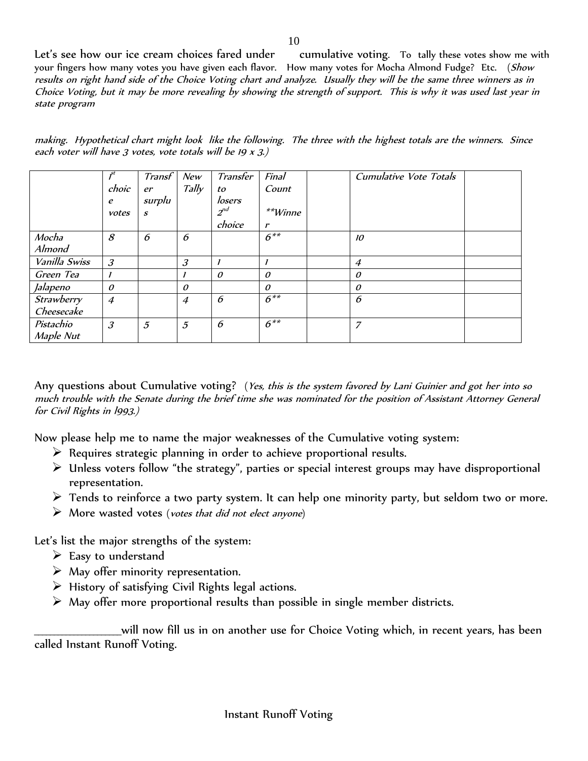Let's see how our ice cream choices fared under cumulative voting. To tally these votes show me with your fingers how many votes you have given each flavor. How many votes for Mocha Almond Fudge? Etc. (*Show results on right hand side of the Choice Voting chart and analyze. Usually they will be the same three winners as in Choice Voting, but it may be more revealing by showing the strength of support. This is why it was used last year in state program*

*making. Hypothetical chart might look like the following. The three with the highest totals are the winners. Since each voter will have 3 votes, vote totals will be 19 x 3.)*

| | *1st choice votes* | *Transfer surplus* | *New Tally* | *Transfer to losers 2nd choice* | *Final Count **Winner* | | *Cumulative Vote Totals* | |
|---|---|---|---|---|---|---|---|---|
| *Mocha Almond* | *8* | *6* | *6* | | *6*** | | *10* | |
| *Vanilla Swiss* | *3* | | *3* | *1* | *1* | | *4* | |
| *Green Tea* | *1* | | *1* | *0* | *0* | | *0* | |
| *Jalapeno* | *0* | | *0* | | *0* | | *0* | |
| *Strawberry Cheesecake* | *4* | | *4* | *6* | *6*** | | *6* | |
| *Pistachio Maple Nut* | *3* | *5* | *5* | *6* | *6*** | | *7* | |

Any questions about Cumulative voting? (*Yes, this is the system favored by Lani Guinier and got her into so much trouble with the Senate during the brief time she was nominated for the position of Assistant Attorney General for Civil Rights in 1993.)*

Now please help me to name the major weaknesses of the Cumulative voting system:

- Requires strategic planning in order to achieve proportional results.
- Unless voters follow "the strategy", parties or special interest groups may have disproportional representation.
- Tends to reinforce a two party system. It can help one minority party, but seldom two or more.
- More wasted votes (*votes that did not elect anyone*)

Let's list the major strengths of the system:

- Easy to understand
- May offer minority representation.
- History of satisfying Civil Rights legal actions.
- May offer more proportional results than possible in single member districts.

_______________will now fill us in on another use for Choice Voting which, in recent years, has been called Instant Runoff Voting.

## Instant Runoff Voting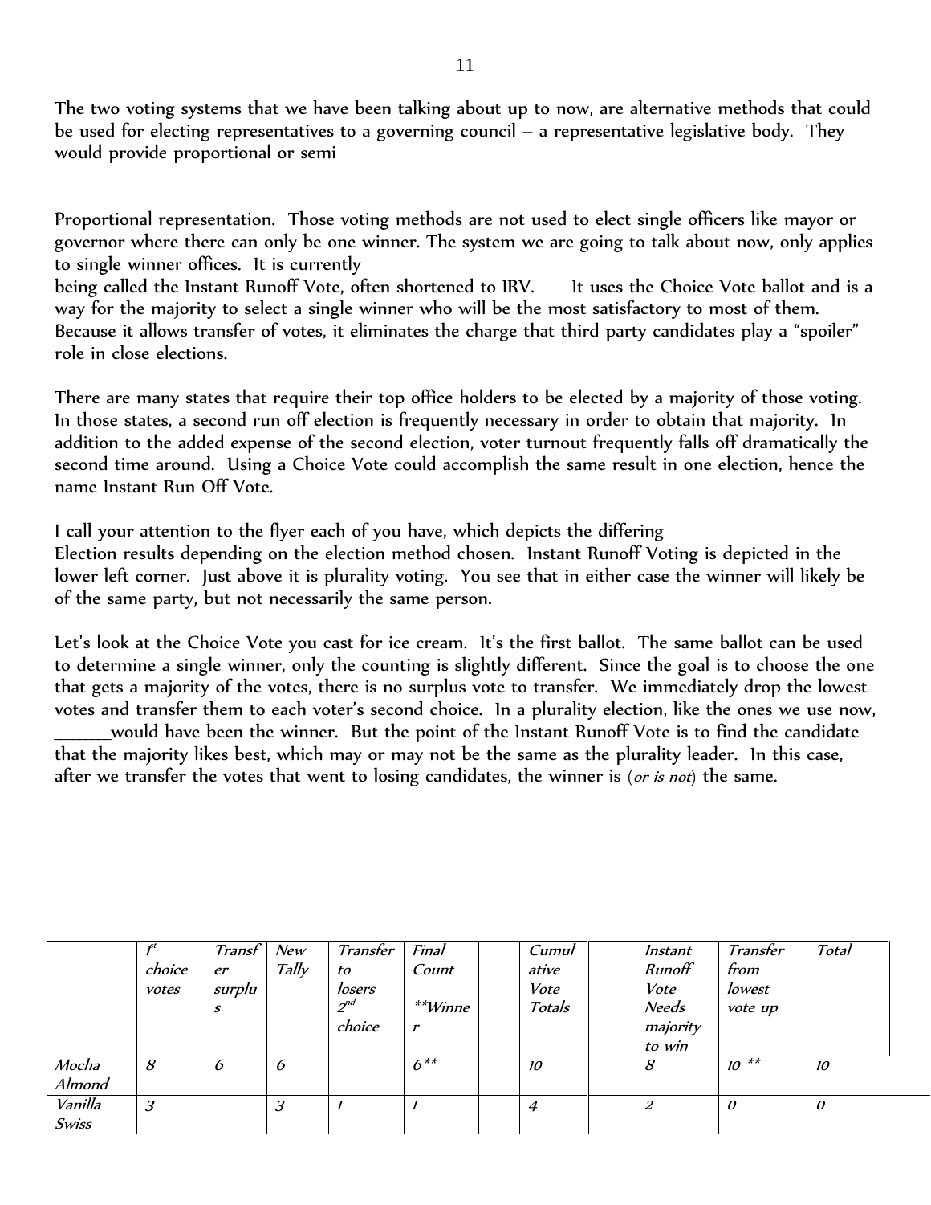The two voting systems that we have been talking about up to now, are alternative methods that could be used for electing representatives to a governing council – a representative legislative body. They would provide proportional or semi

Proportional representation. Those voting methods are not used to elect single officers like mayor or governor where there can only be one winner. The system we are going to talk about now, only applies to single winner offices. It is currently
being called the Instant Runoff Vote, often shortened to IRV. It uses the Choice Vote ballot and is a way for the majority to select a single winner who will be the most satisfactory to most of them. Because it allows transfer of votes, it eliminates the charge that third party candidates play a "spoiler" role in close elections.

There are many states that require their top office holders to be elected by a majority of those voting. In those states, a second run off election is frequently necessary in order to obtain that majority. In addition to the added expense of the second election, voter turnout frequently falls off dramatically the second time around. Using a Choice Vote could accomplish the same result in one election, hence the name Instant Run Off Vote.

I call your attention to the flyer each of you have, which depicts the differing
Election results depending on the election method chosen. Instant Runoff Voting is depicted in the lower left corner. Just above it is plurality voting. You see that in either case the winner will likely be of the same party, but not necessarily the same person.

Let's look at the Choice Vote you cast for ice cream. It's the first ballot. The same ballot can be used to determine a single winner, only the counting is slightly different. Since the goal is to choose the one that gets a majority of the votes, there is no surplus vote to transfer. We immediately drop the lowest votes and transfer them to each voter's second choice. In a plurality election, like the ones we use now, ______would have been the winner. But the point of the Instant Runoff Vote is to find the candidate that the majority likes best, which may or may not be the same as the plurality leader. In this case, after we transfer the votes that went to losing candidates, the winner is (*or is not*) the same.

| | *1st choice votes* | *Transfer surplus* | *New Tally* | *Transfer to losers 2nd choice* | *Final Count **Winner* | | *Cumulative Vote Totals* | | *Instant Runoff Vote Needs majority to win* | *Transfer from lowest vote up* | *Total* |
|---|---|---|---|---|---|---|---|---|---|---|---|
| *Mocha Almond* | *8* | *6* | *6* | | *6*** | | *10* | | *8* | *10 *** | *10* |
| *Vanilla Swiss* | *3* | | *3* | *1* | *1* | | *4* | | *2* | *0* | *0* |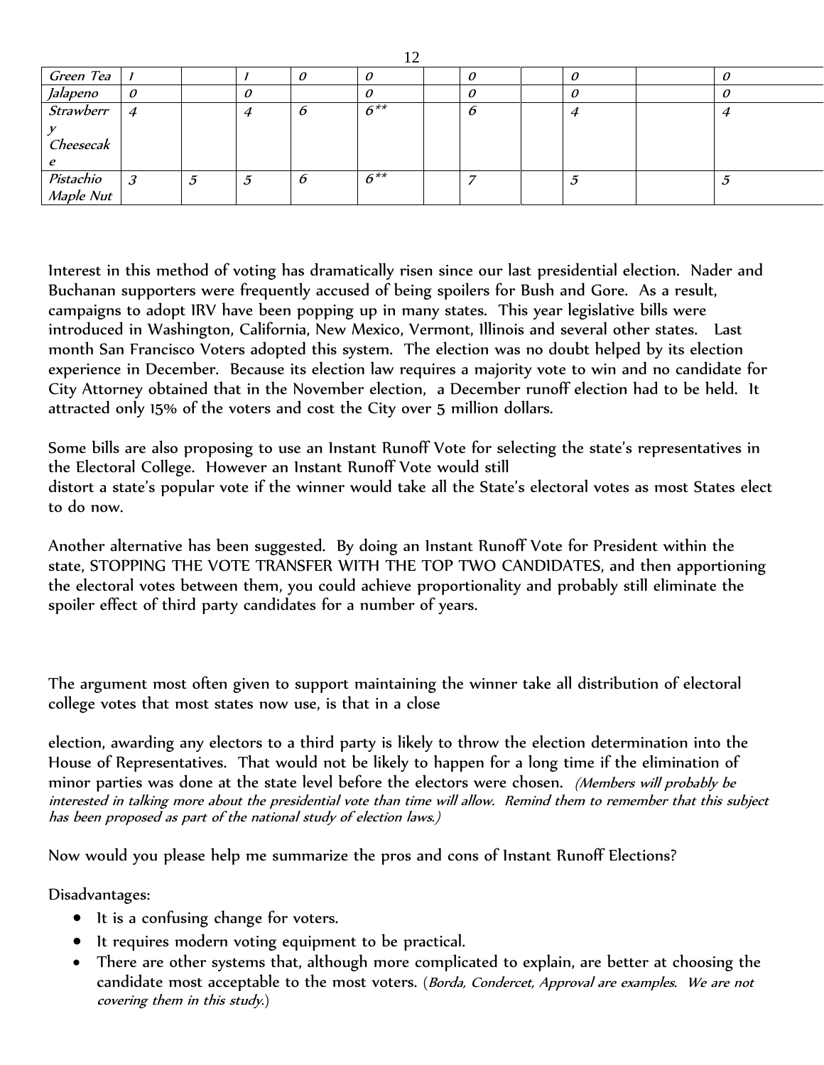| | | | | | | | | | | | |
|---|---|---|---|---|---|---|---|---|---|---|---|
| *Green Tea* | *1* | | *1* | *0* | *0* | | *0* | | *0* | | *0* |
| *Jalapeno* | *0* | | *0* | | *0* | | *0* | | *0* | | *0* |
| *Strawberry Cheesecake* | *4* | | *4* | *6* | *6\*\** | | *6* | | *4* | | *4* |
| *Pistachio Maple Nut* | *3* | *5* | *5* | *6* | *6\*\** | | *7* | | *5* | | *5* |

Interest in this method of voting has dramatically risen since our last presidential election. Nader and Buchanan supporters were frequently accused of being spoilers for Bush and Gore. As a result, campaigns to adopt IRV have been popping up in many states. This year legislative bills were introduced in Washington, California, New Mexico, Vermont, Illinois and several other states. Last month San Francisco Voters adopted this system. The election was no doubt helped by its election experience in December. Because its election law requires a majority vote to win and no candidate for City Attorney obtained that in the November election, a December runoff election had to be held. It attracted only 15% of the voters and cost the City over 5 million dollars.

Some bills are also proposing to use an Instant Runoff Vote for selecting the state's representatives in the Electoral College. However an Instant Runoff Vote would still distort a state's popular vote if the winner would take all the State's electoral votes as most States elect to do now.

Another alternative has been suggested. By doing an Instant Runoff Vote for President within the state, STOPPING THE VOTE TRANSFER WITH THE TOP TWO CANDIDATES, and then apportioning the electoral votes between them, you could achieve proportionality and probably still eliminate the spoiler effect of third party candidates for a number of years.

The argument most often given to support maintaining the winner take all distribution of electoral college votes that most states now use, is that in a close election, awarding any electors to a third party is likely to throw the election determination into the House of Representatives. That would not be likely to happen for a long time if the elimination of minor parties was done at the state level before the electors were chosen. *(Members will probably be interested in talking more about the presidential vote than time will allow. Remind them to remember that this subject has been proposed as part of the national study of election laws.)*

Now would you please help me summarize the pros and cons of Instant Runoff Elections?

Disadvantages:

- It is a confusing change for voters.
- It requires modern voting equipment to be practical.
- There are other systems that, although more complicated to explain, are better at choosing the candidate most acceptable to the most voters. (*Borda, Condercet, Approval are examples. We are not covering them in this study.*)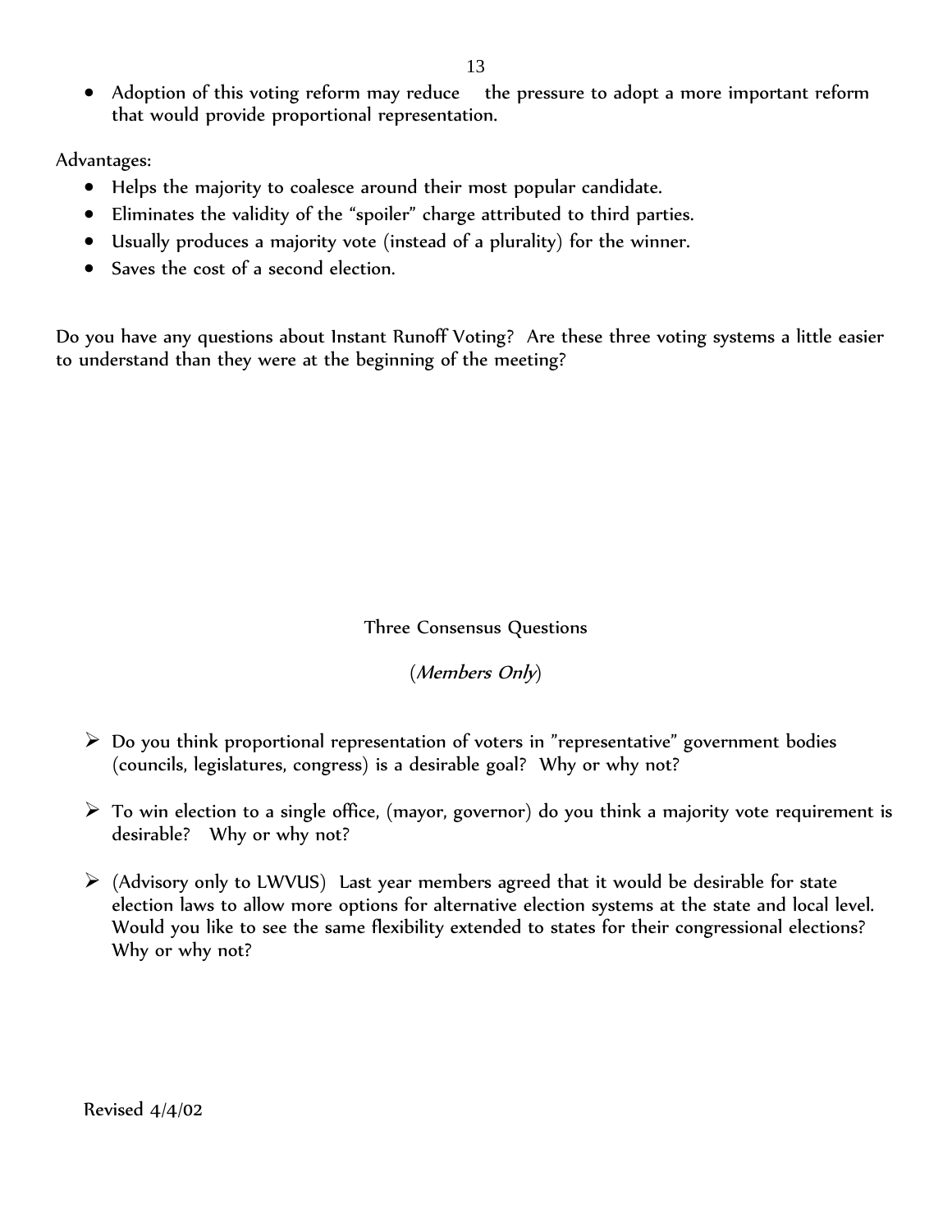- Adoption of this voting reform may reduce the pressure to adopt a more important reform that would provide proportional representation.

Advantages:

- Helps the majority to coalesce around their most popular candidate.
- Eliminates the validity of the "spoiler" charge attributed to third parties.
- Usually produces a majority vote (instead of a plurality) for the winner.
- Saves the cost of a second election.

Do you have any questions about Instant Runoff Voting? Are these three voting systems a little easier to understand than they were at the beginning of the meeting?

Three Consensus Questions

(*Members Only*)

- Do you think proportional representation of voters in "representative" government bodies (councils, legislatures, congress) is a desirable goal? Why or why not?
- To win election to a single office, (mayor, governor) do you think a majority vote requirement is desirable? Why or why not?
- (Advisory only to LWVUS) Last year members agreed that it would be desirable for state election laws to allow more options for alternative election systems at the state and local level. Would you like to see the same flexibility extended to states for their congressional elections? Why or why not?

Revised 4/4/02